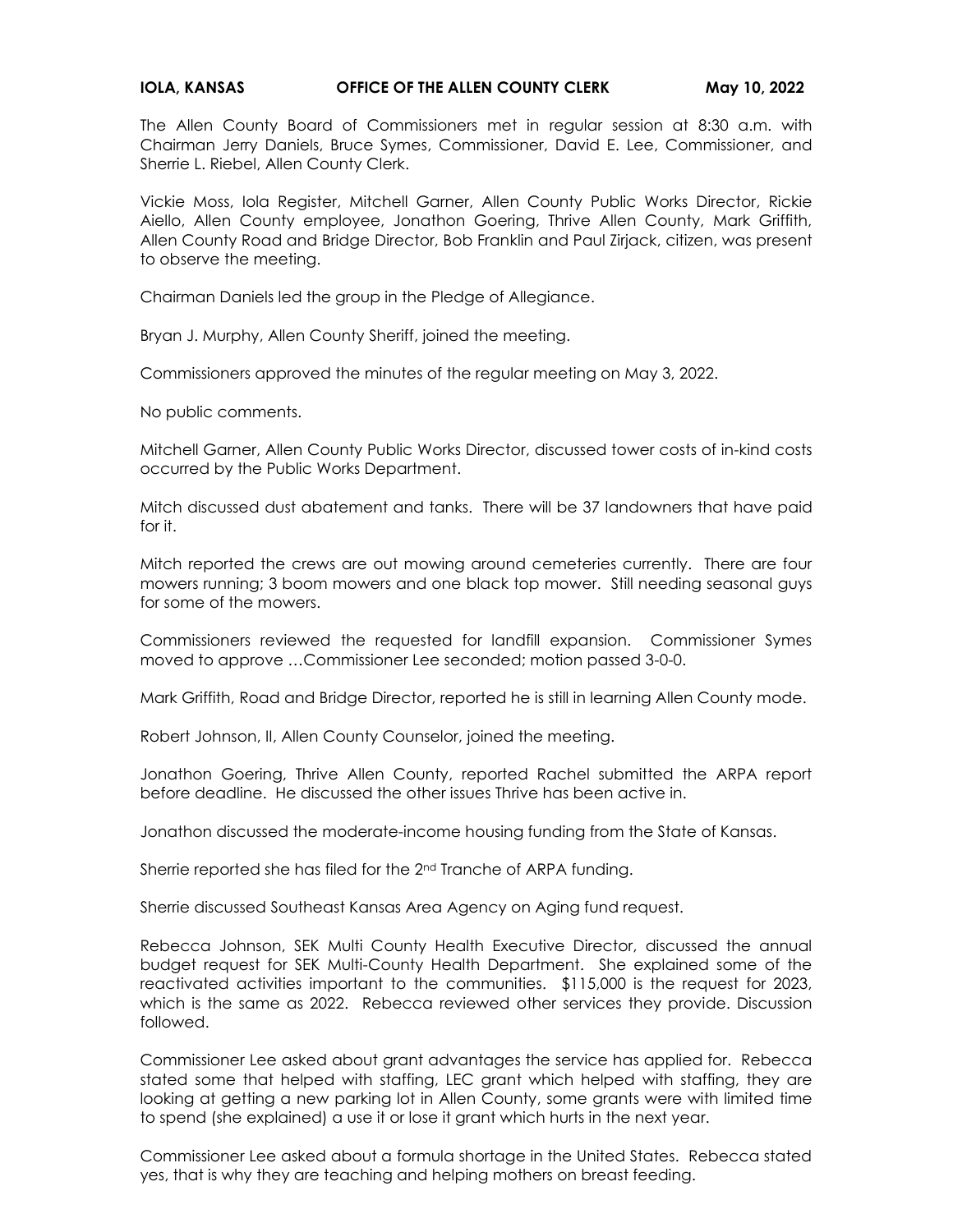**IOLA, KANSAS OFFICE OF THE ALLEN COUNTY CLERK May 10, 2022**

The Allen County Board of Commissioners met in regular session at 8:30 a.m. with Chairman Jerry Daniels, Bruce Symes, Commissioner, David E. Lee, Commissioner, and Sherrie L. Riebel, Allen County Clerk.

Vickie Moss, Iola Register, Mitchell Garner, Allen County Public Works Director, Rickie Aiello, Allen County employee, Jonathon Goering, Thrive Allen County, Mark Griffith, Allen County Road and Bridge Director, Bob Franklin and Paul Zirjack, citizen, was present to observe the meeting.

Chairman Daniels led the group in the Pledge of Allegiance.

Bryan J. Murphy, Allen County Sheriff, joined the meeting.

Commissioners approved the minutes of the regular meeting on May 3, 2022.

No public comments.

Mitchell Garner, Allen County Public Works Director, discussed tower costs of in-kind costs occurred by the Public Works Department.

Mitch discussed dust abatement and tanks. There will be 37 landowners that have paid for it.

Mitch reported the crews are out mowing around cemeteries currently. There are four mowers running; 3 boom mowers and one black top mower. Still needing seasonal guys for some of the mowers.

Commissioners reviewed the requested for landfill expansion. Commissioner Symes moved to approve …Commissioner Lee seconded; motion passed 3-0-0.

Mark Griffith, Road and Bridge Director, reported he is still in learning Allen County mode.

Robert Johnson, II, Allen County Counselor, joined the meeting.

Jonathon Goering, Thrive Allen County, reported Rachel submitted the ARPA report before deadline. He discussed the other issues Thrive has been active in.

Jonathon discussed the moderate-income housing funding from the State of Kansas.

Sherrie reported she has filed for the 2nd Tranche of ARPA funding.

Sherrie discussed Southeast Kansas Area Agency on Aging fund request.

Rebecca Johnson, SEK Multi County Health Executive Director, discussed the annual budget request for SEK Multi-County Health Department. She explained some of the reactivated activities important to the communities. $115,000 is the request for 2023, which is the same as 2022. Rebecca reviewed other services they provide. Discussion followed.

Commissioner Lee asked about grant advantages the service has applied for. Rebecca stated some that helped with staffing, LEC grant which helped with staffing, they are looking at getting a new parking lot in Allen County, some grants were with limited time to spend (she explained) a use it or lose it grant which hurts in the next year.

Commissioner Lee asked about a formula shortage in the United States. Rebecca stated yes, that is why they are teaching and helping mothers on breast feeding.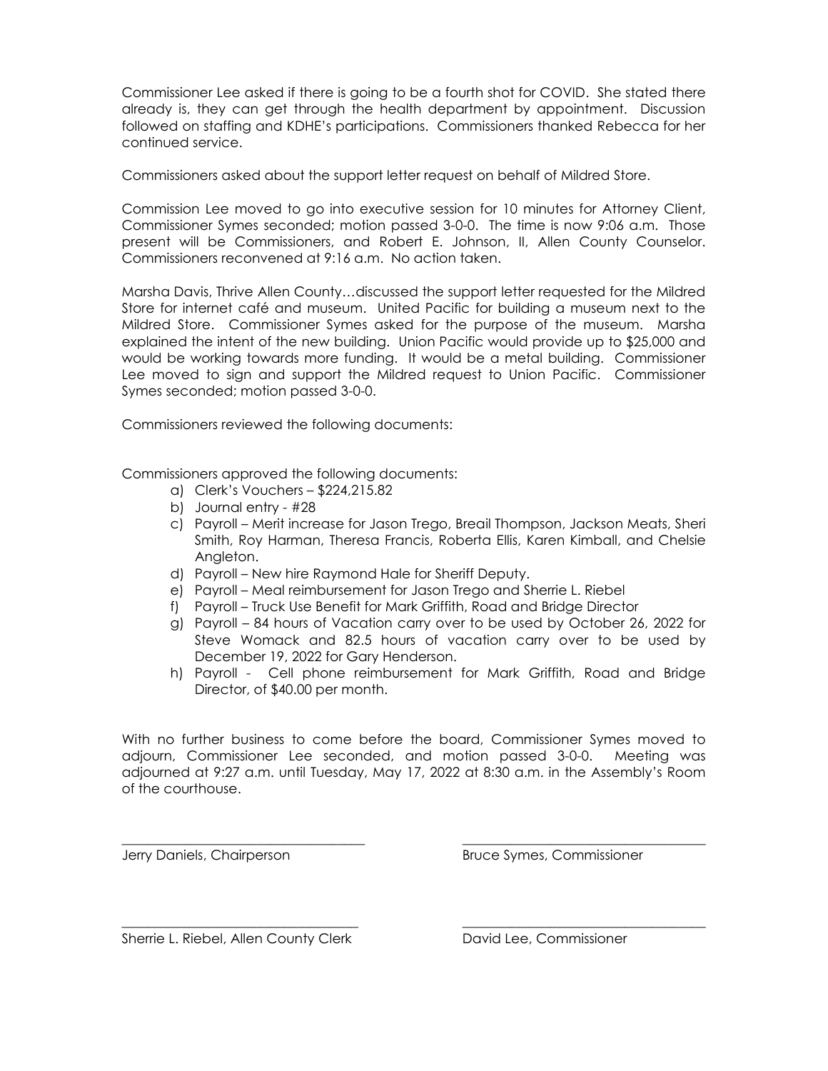Commissioner Lee asked if there is going to be a fourth shot for COVID. She stated there already is, they can get through the health department by appointment. Discussion followed on staffing and KDHE's participations. Commissioners thanked Rebecca for her continued service.

Commissioners asked about the support letter request on behalf of Mildred Store.

Commission Lee moved to go into executive session for 10 minutes for Attorney Client, Commissioner Symes seconded; motion passed 3-0-0. The time is now 9:06 a.m. Those present will be Commissioners, and Robert E. Johnson, II, Allen County Counselor. Commissioners reconvened at 9:16 a.m. No action taken.

Marsha Davis, Thrive Allen County…discussed the support letter requested for the Mildred Store for internet café and museum. United Pacific for building a museum next to the Mildred Store. Commissioner Symes asked for the purpose of the museum. Marsha explained the intent of the new building. Union Pacific would provide up to $25,000 and would be working towards more funding. It would be a metal building. Commissioner Lee moved to sign and support the Mildred request to Union Pacific. Commissioner Symes seconded; motion passed 3-0-0.

Commissioners reviewed the following documents:

Commissioners approved the following documents:

a) Clerk's Vouchers – $224,215.82
b) Journal entry - #28
c) Payroll – Merit increase for Jason Trego, Breail Thompson, Jackson Meats, Sheri Smith, Roy Harman, Theresa Francis, Roberta Ellis, Karen Kimball, and Chelsie Angleton.
d) Payroll – New hire Raymond Hale for Sheriff Deputy.
e) Payroll – Meal reimbursement for Jason Trego and Sherrie L. Riebel
f) Payroll – Truck Use Benefit for Mark Griffith, Road and Bridge Director
g) Payroll – 84 hours of Vacation carry over to be used by October 26, 2022 for Steve Womack and 82.5 hours of vacation carry over to be used by December 19, 2022 for Gary Henderson.
h) Payroll - Cell phone reimbursement for Mark Griffith, Road and Bridge Director, of $40.00 per month.

With no further business to come before the board, Commissioner Symes moved to adjourn, Commissioner Lee seconded, and motion passed 3-0-0. Meeting was adjourned at 9:27 a.m. until Tuesday, May 17, 2022 at 8:30 a.m. in the Assembly's Room of the courthouse.

\_\_\_\_\_\_\_\_\_\_\_\_\_\_\_\_\_\_\_\_\_\_\_\_\_\_\_\_\_\_\_\_\_\_
Jerry Daniels, Chairperson

\_\_\_\_\_\_\_\_\_\_\_\_\_\_\_\_\_\_\_\_\_\_\_\_\_\_\_\_\_\_\_\_\_\_
Bruce Symes, Commissioner

\_\_\_\_\_\_\_\_\_\_\_\_\_\_\_\_\_\_\_\_\_\_\_\_\_\_\_\_\_\_\_\_\_\_
Sherrie L. Riebel, Allen County Clerk

\_\_\_\_\_\_\_\_\_\_\_\_\_\_\_\_\_\_\_\_\_\_\_\_\_\_\_\_\_\_\_\_\_\_
David Lee, Commissioner